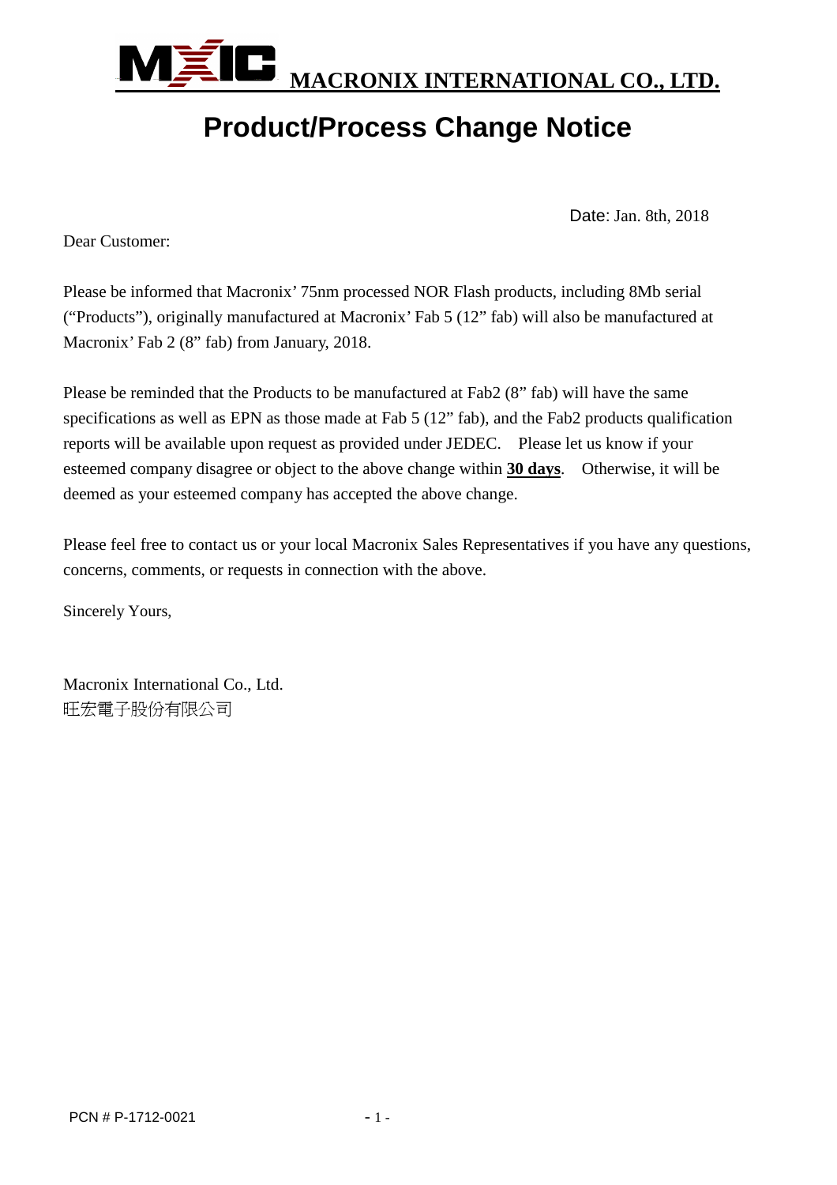**MACRONIX INTERNATIONAL CO., LTD.**

# Product/Process Change Notice

Date: Jan. 8th, 2018

Dear Customer:

Please be informed that Macronix' 75nm processed NOR Flash products, including 8Mb serial ("Products"), originally manufactured at Macronix' Fab 5 (12" fab) will also be manufactured at Macronix' Fab 2 (8" fab) from January, 2018.

Please be reminded that the Products to be manufactured at Fab2 (8" fab) will have the same specifications as well as EPN as those made at Fab 5 (12" fab), and the Fab2 products qualification reports will be available upon request as provided under JEDEC. Please let us know if your esteemed company disagree or object to the above change within **30 days**. Otherwise, it will be deemed as your esteemed company has accepted the above change.

Please feel free to contact us or your local Macronix Sales Representatives if you have any questions, concerns, comments, or requests in connection with the above.

Sincerely Yours,

Macronix International Co., Ltd.
旺宏電子股份有限公司

PCN # P-1712-0021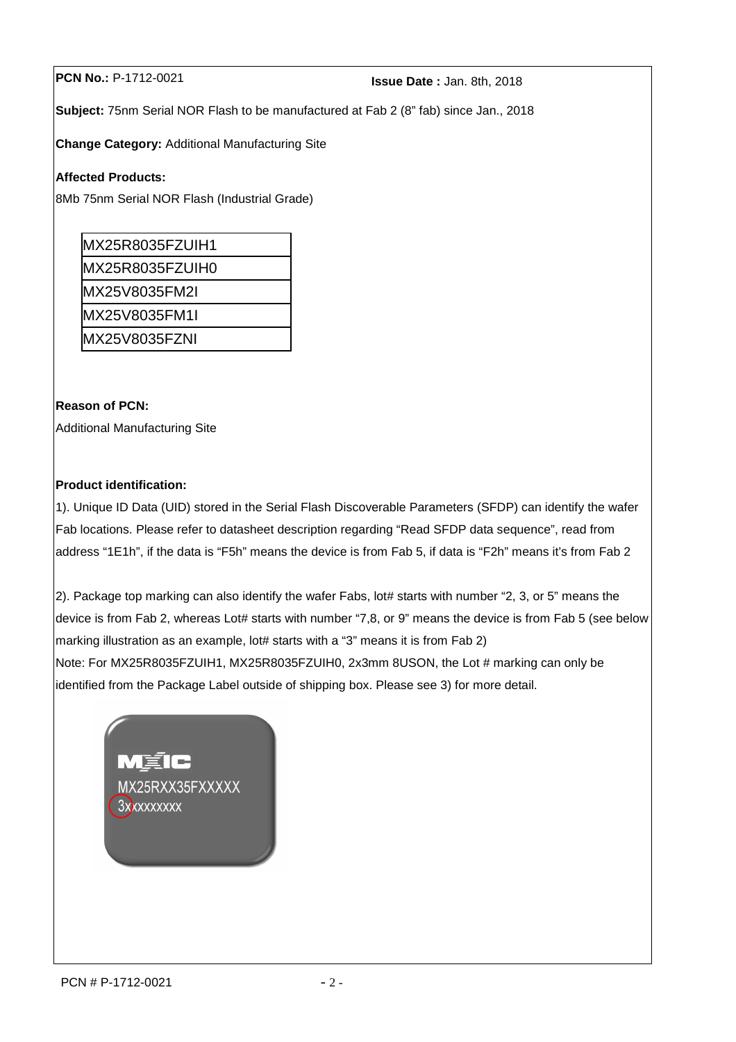**PCN No.:** P-1712-0021 **Issue Date :** Jan. 8th, 2018

**Subject:** 75nm Serial NOR Flash to be manufactured at Fab 2 (8" fab) since Jan., 2018

**Change Category:** Additional Manufacturing Site

**Affected Products:**

8Mb 75nm Serial NOR Flash (Industrial Grade)

| MX25R8035FZUIH1 |
|---|
| MX25R8035FZUIH0 |
| MX25V8035FM2I |
| MX25V8035FM1I |
| MX25V8035FZNI |

**Reason of PCN:**

Additional Manufacturing Site

**Product identification:**

1). Unique ID Data (UID) stored in the Serial Flash Discoverable Parameters (SFDP) can identify the wafer Fab locations. Please refer to datasheet description regarding "Read SFDP data sequence", read from address "1E1h", if the data is "F5h" means the device is from Fab 5, if data is "F2h" means it's from Fab 2

2). Package top marking can also identify the wafer Fabs, lot# starts with number "2, 3, or 5" means the device is from Fab 2, whereas Lot# starts with number "7,8, or 9" means the device is from Fab 5 (see below marking illustration as an example, lot# starts with a "3" means it is from Fab 2)

Note: For MX25R8035FZUIH1, MX25R8035FZUIH0, 2x3mm 8USON, the Lot # marking can only be identified from the Package Label outside of shipping box. Please see 3) for more detail.

MXIC
MX25RXX35FXXXXX
3xxxxxxxxx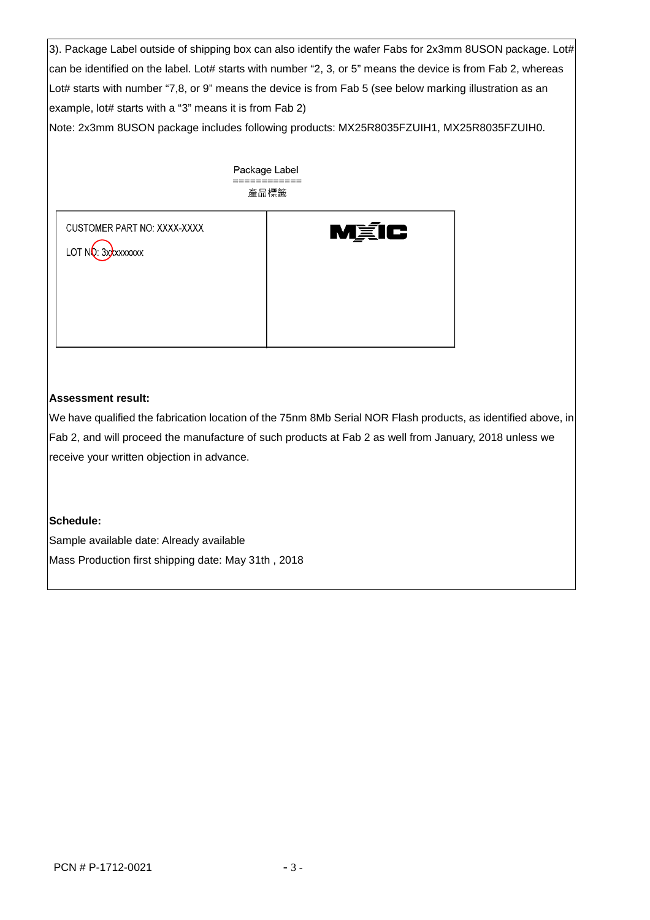3). Package Label outside of shipping box can also identify the wafer Fabs for 2x3mm 8USON package. Lot# can be identified on the label. Lot# starts with number "2, 3, or 5" means the device is from Fab 2, whereas Lot# starts with number "7,8, or 9" means the device is from Fab 5 (see below marking illustration as an example, lot# starts with a "3" means it is from Fab 2)

Note: 2x3mm 8USON package includes following products: MX25R8035FZUIH1, MX25R8035FZUIH0.

Package Label
============
產品標籤

| | |
|---|---|
| CUSTOMER PART NO: XXXX-XXXX<br>LOT NO: 3xxxxxxxxx | MXIC |

**Assessment result:**

We have qualified the fabrication location of the 75nm 8Mb Serial NOR Flash products, as identified above, in Fab 2, and will proceed the manufacture of such products at Fab 2 as well from January, 2018 unless we receive your written objection in advance.

**Schedule:**

Sample available date: Already available

Mass Production first shipping date: May 31th , 2018

PCN # P-1712-0021